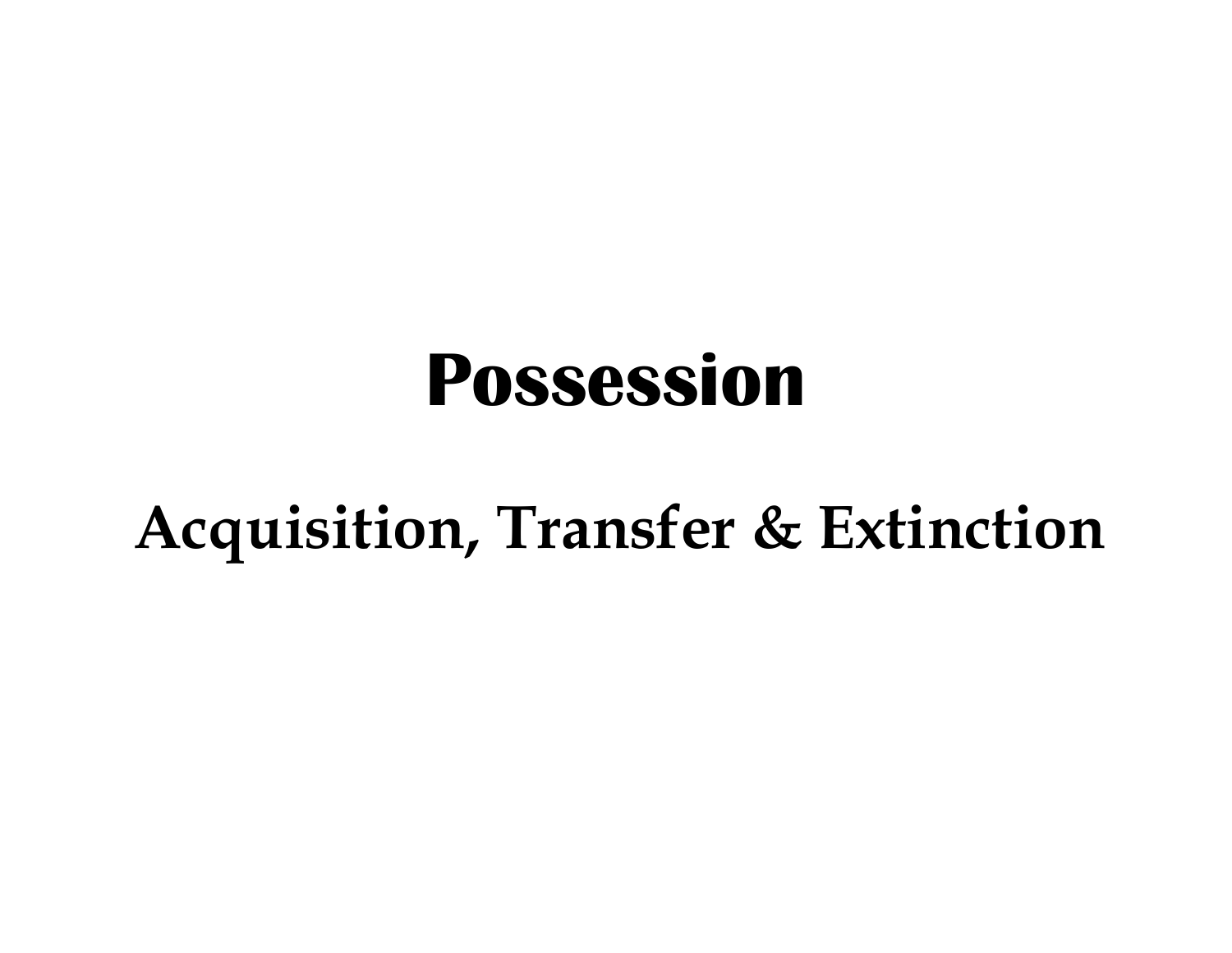# Possession

## Acquisition, Transfer & Extinction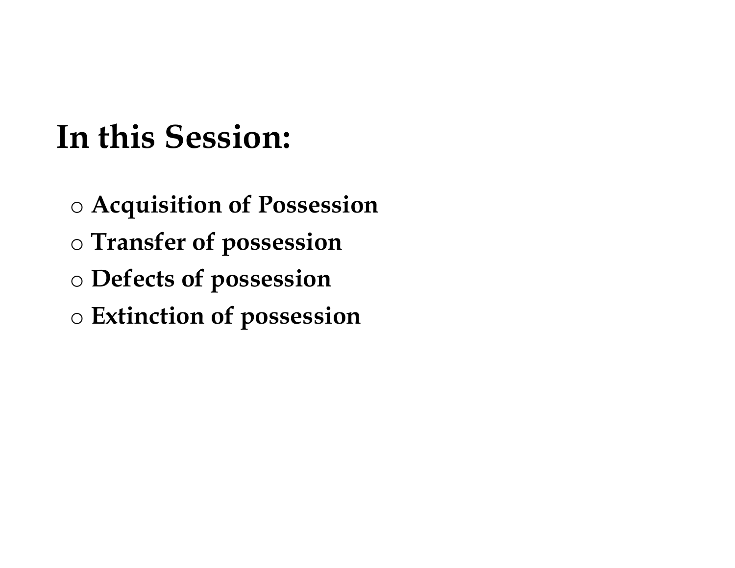# In this Session:

- **Acquisition of Possession**
- **Transfer of possession**
- **Defects of possession**
- **Extinction of possession**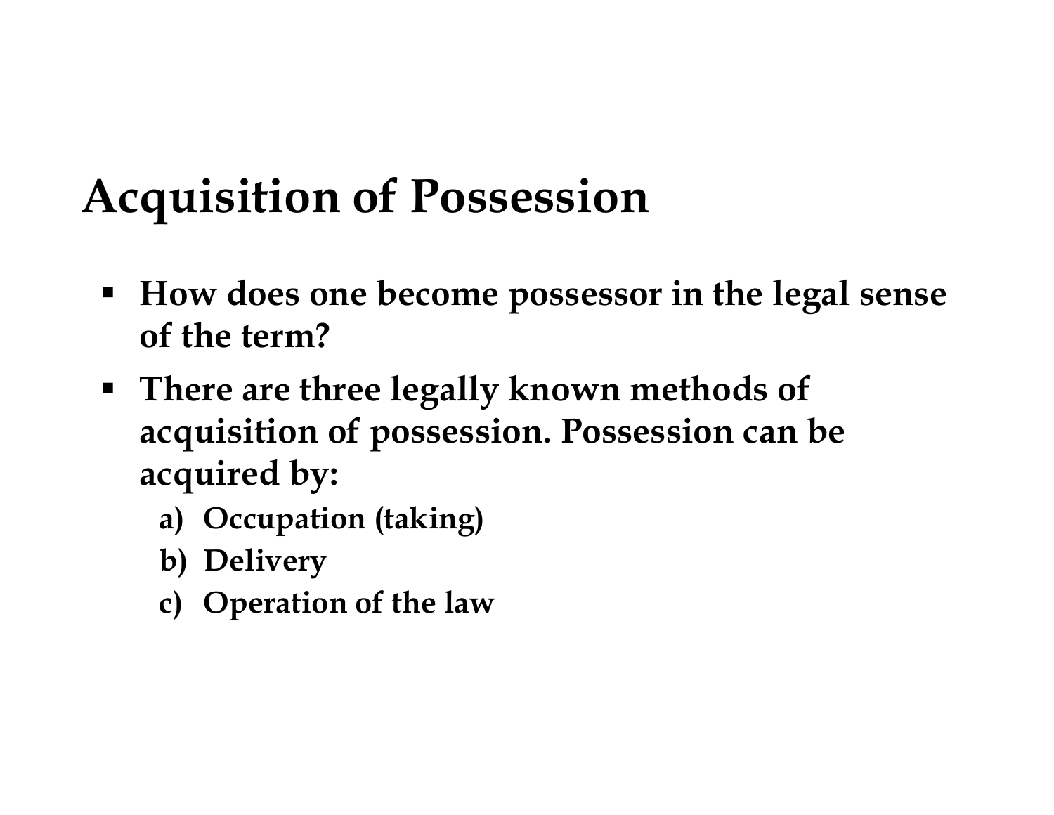# Acquisition of Possession

- **How does one become possessor in the legal sense of the term?**
- **There are three legally known methods of acquisition of possession. Possession can be acquired by:**
  - **a) Occupation (taking)**
  - **b) Delivery**
  - **c) Operation of the law**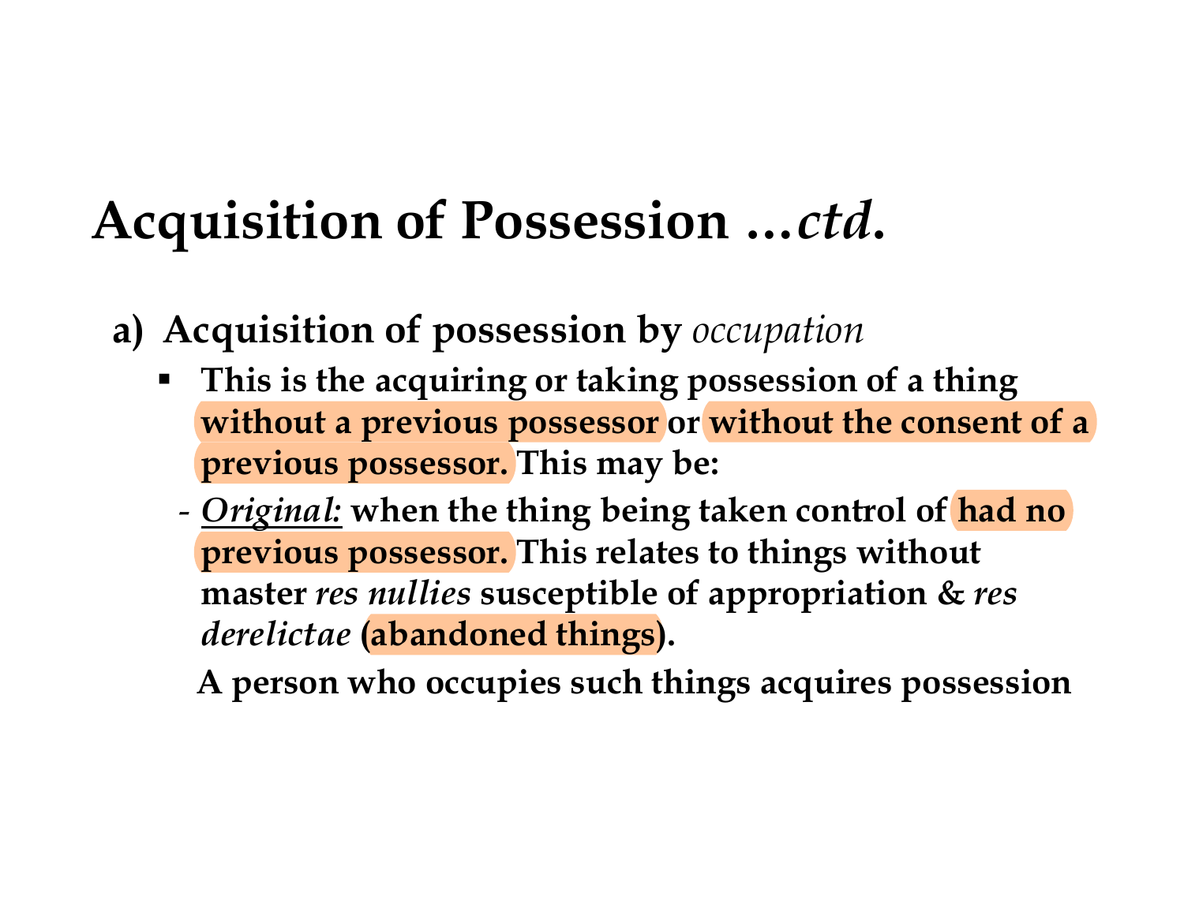# Acquisition of Possession …*ctd.*

**a) Acquisition of possession by** *occupation*

- **This is the acquiring or taking possession of a thing without a previous possessor or without the consent of a previous possessor. This may be:**

  - ***Original:*** **when the thing being taken control of had no previous possessor. This relates to things without master** ***res nullies*** **susceptible of appropriation &** ***res derelictae*** **(abandoned things).**

    **A person who occupies such things acquires possession**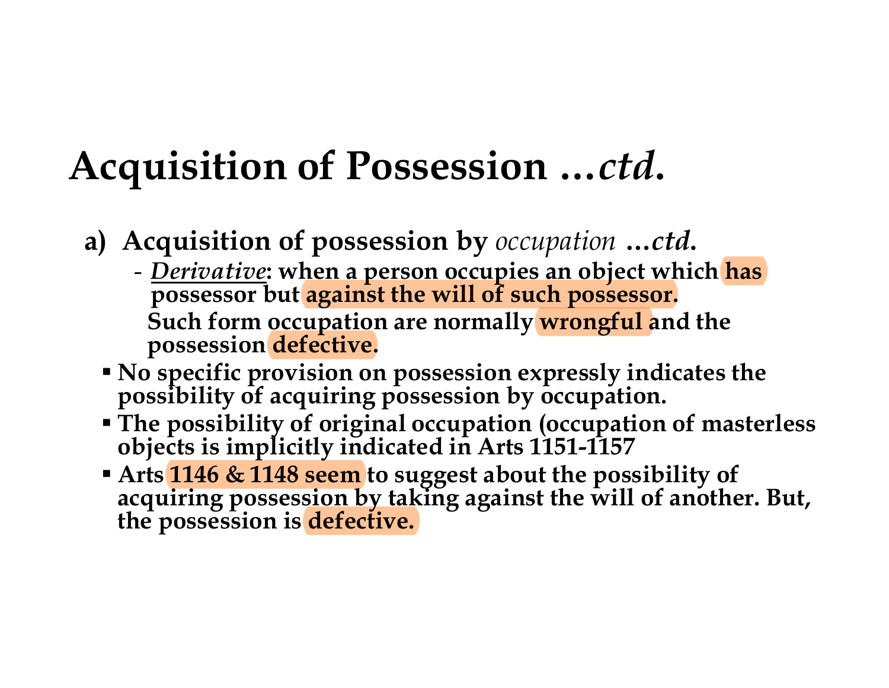# Acquisition of Possession ...*ctd*.

**a) Acquisition of possession by *occupation* ...*ctd*.**

- ***Derivative*: when a person occupies an object which has possessor but against the will of such possessor. Such form occupation are normally wrongful and the possession defective.**

- **No specific provision on possession expressly indicates the possibility of acquiring possession by occupation.**
- **The possibility of original occupation (occupation of masterless objects is implicitly indicated in Arts 1151-1157**
- **Arts 1146 & 1148 seem to suggest about the possibility of acquiring possession by taking against the will of another. But, the possession is defective.**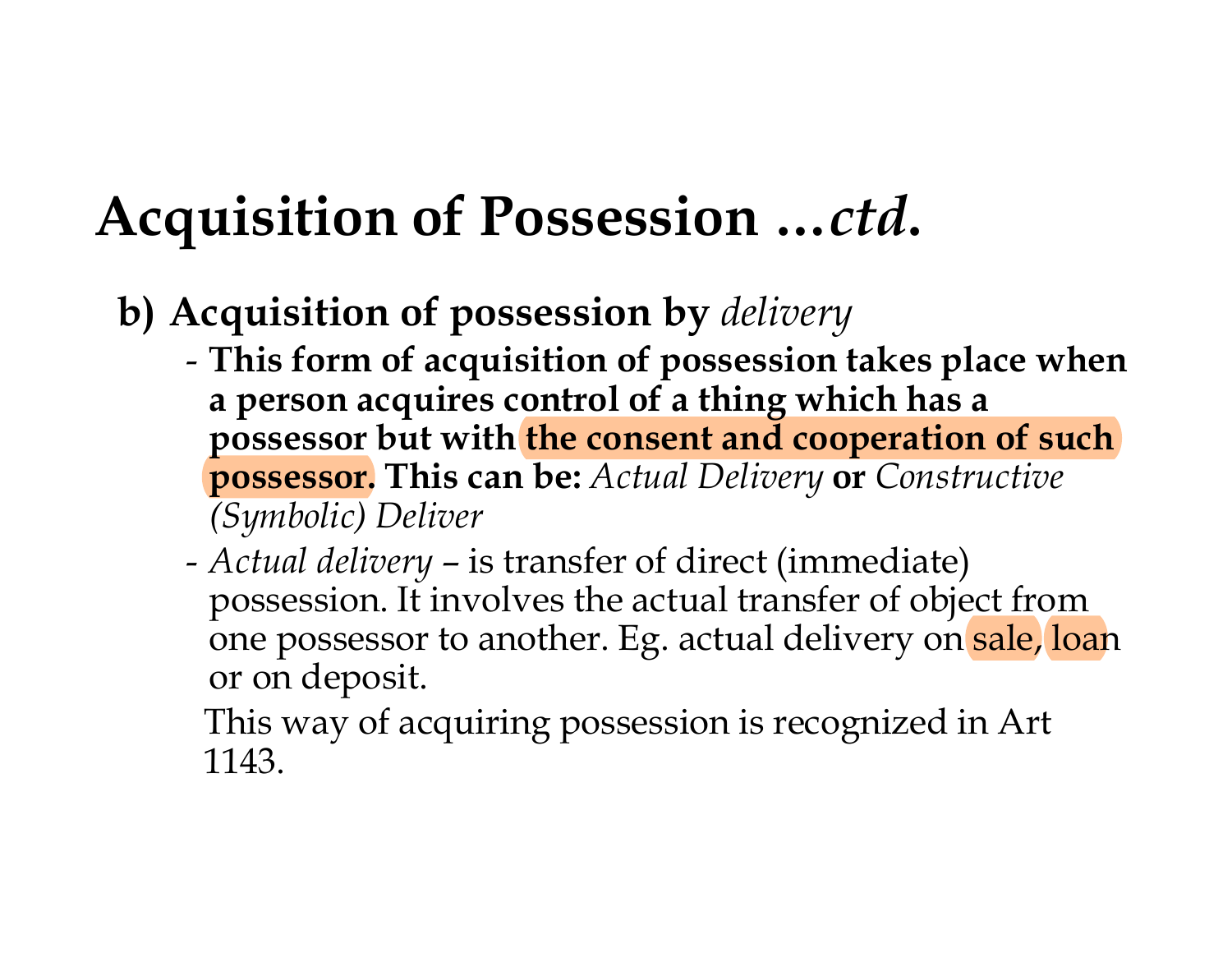# Acquisition of Possession …*ctd.*

**b) Acquisition of possession by *delivery***

- **This form of acquisition of possession takes place when a person acquires control of a thing which has a possessor but with the consent and cooperation of such possessor. This can be:** *Actual Delivery* **or** *Constructive (Symbolic) Deliver*
- *Actual delivery* – is transfer of direct (immediate) possession. It involves the actual transfer of object from one possessor to another. Eg. actual delivery on sale, loan or on deposit.

  This way of acquiring possession is recognized in Art 1143.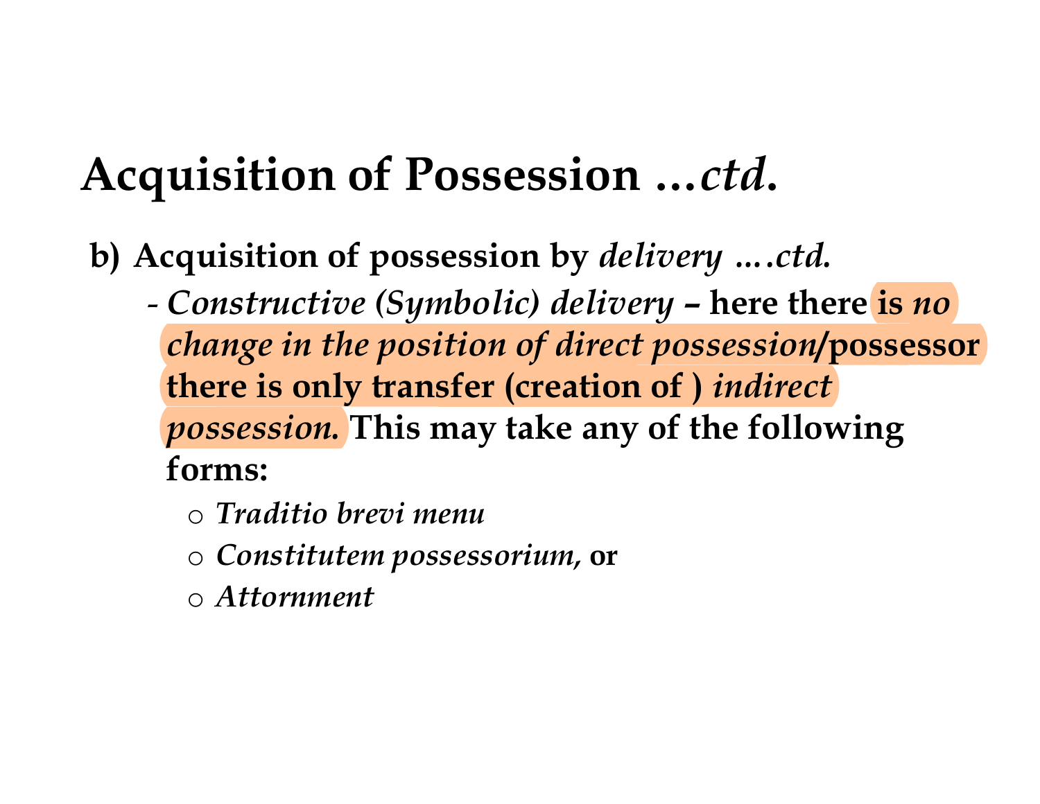# Acquisition of Possession …*ctd*.

**b) Acquisition of possession by *delivery* ….*ctd.***

- ***Constructive* (*Symbolic*) *delivery* – here there is *no change in the position of direct possession*/possessor there is only transfer (creation of ) *indirect possession.* This may take any of the following forms:**
  - ***Traditio brevi menu***
  - ***Constitutem possessorium,* or**
  - ***Attornment***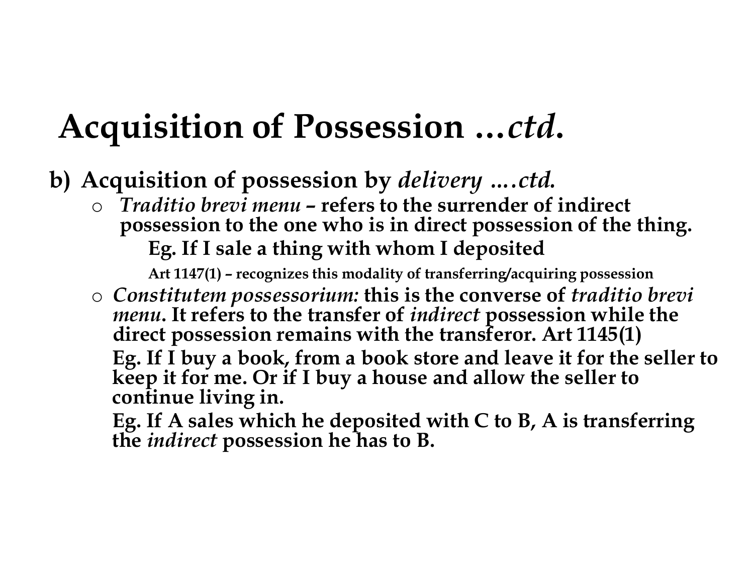# Acquisition of Possession …*ctd.*

**b) Acquisition of possession by *delivery ….ctd.***

- ***Traditio brevi menu* – refers to the surrender of indirect possession to the one who is in direct possession of the thing.**

  **Eg. If I sale a thing with whom I deposited**

  **Art 1147(1) – recognizes this modality of transferring/acquiring possession**

- ***Constitutem possessorium:* this is the converse of *traditio brevi menu*. It refers to the transfer of *indirect* possession while the direct possession remains with the transferor. Art 1145(1)**

  **Eg. If I buy a book, from a book store and leave it for the seller to keep it for me. Or if I buy a house and allow the seller to continue living in.**

  **Eg. If A sales which he deposited with C to B, A is transferring the *indirect* possession he has to B.**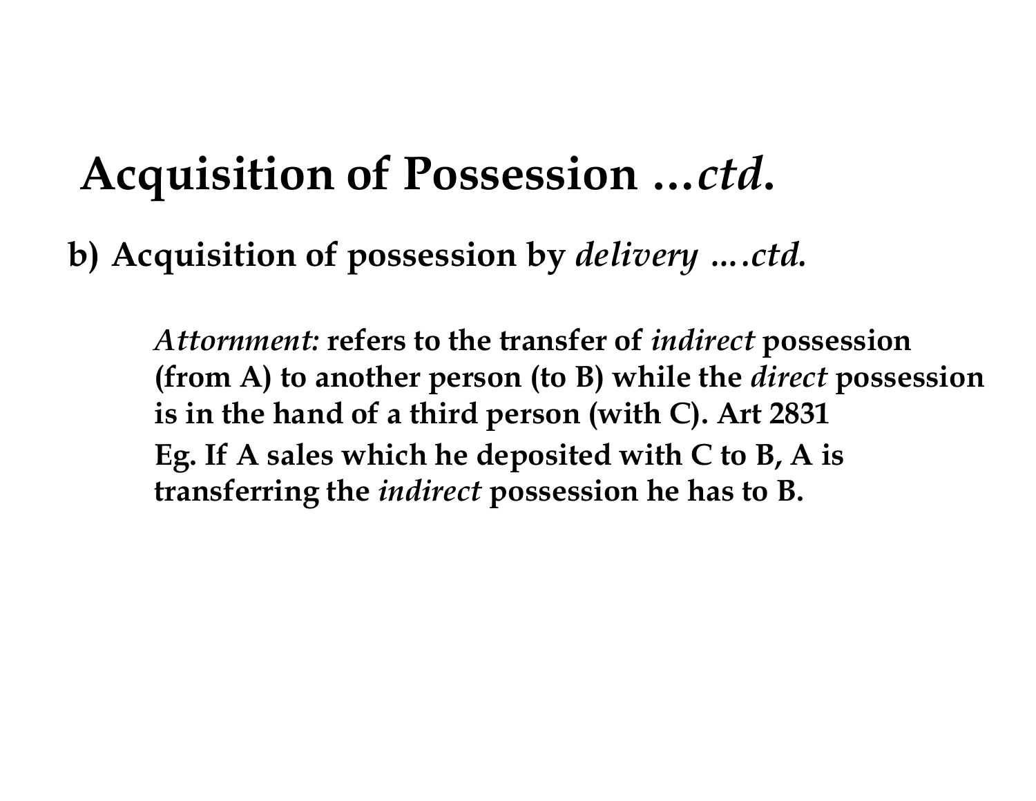# Acquisition of Possession …*ctd.*

**b) Acquisition of possession by *delivery* ….*ctd.***

> ***Attornment:* refers to the transfer of *indirect* possession (from A) to another person (to B) while the *direct* possession is in the hand of a third person (with C). Art 2831**
>
> **Eg. If A sales which he deposited with C to B, A is transferring the *indirect* possession he has to B.**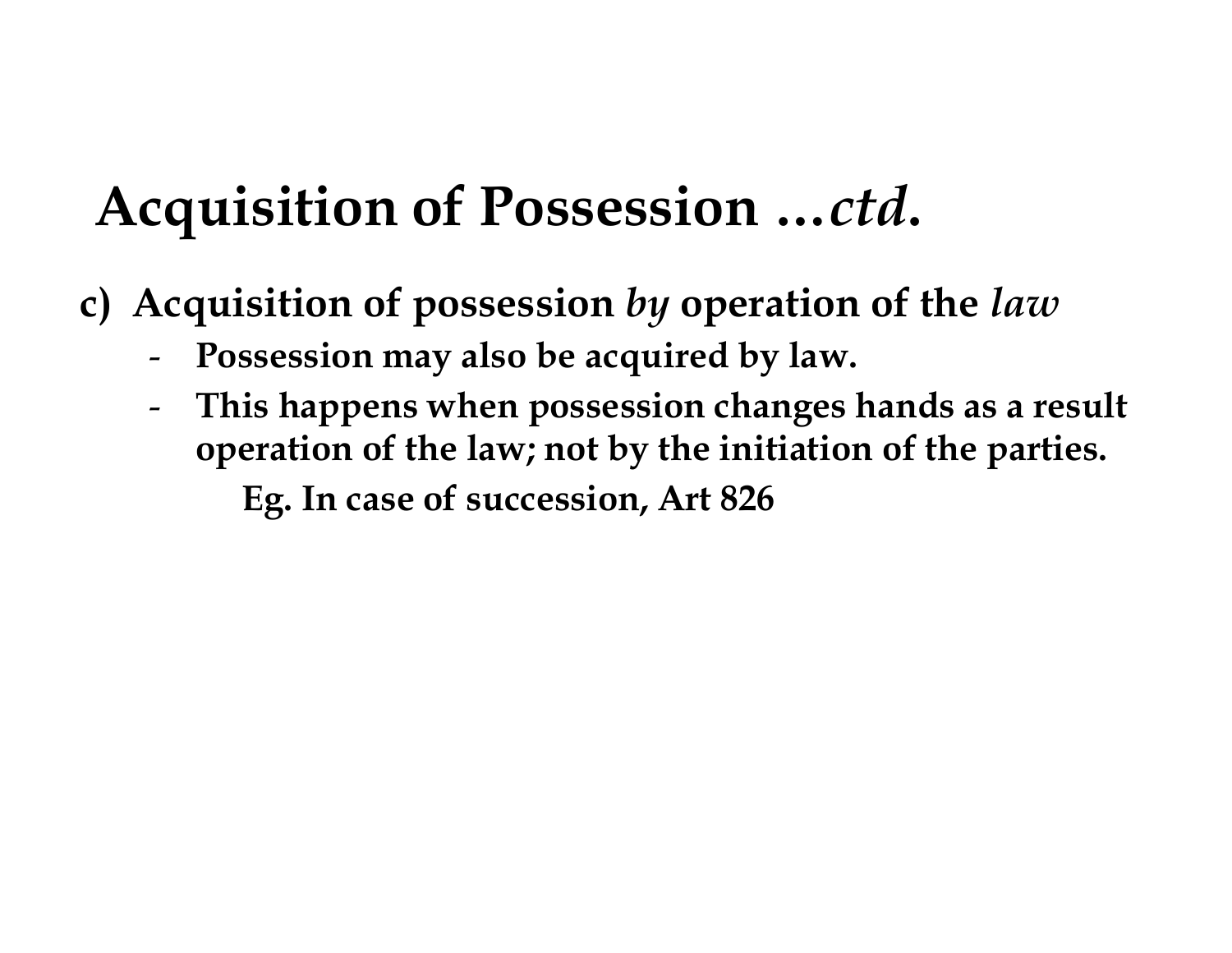# Acquisition of Possession ...*ctd.*

**c) Acquisition of possession *by* operation of the *law***

- **Possession may also be acquired by law.**
- **This happens when possession changes hands as a result operation of the law; not by the initiation of the parties.**

    **Eg. In case of succession, Art 826**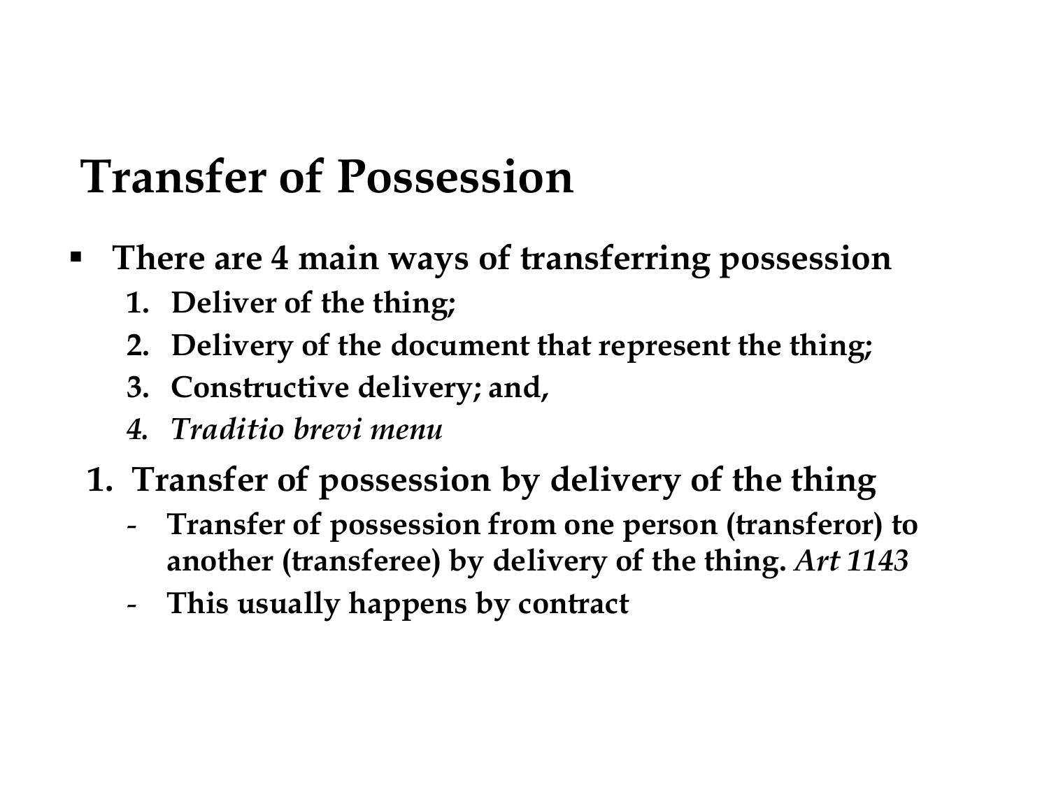# Transfer of Possession

- **There are 4 main ways of transferring possession**
  1. **Deliver of the thing;**
  2. **Delivery of the document that represent the thing;**
  3. **Constructive delivery; and,**
  4. ***Traditio brevi menu***

## 1. Transfer of possession by delivery of the thing

- **Transfer of possession from one person (transferor) to another (transferee) by delivery of the thing.** ***Art 1143***
- **This usually happens by contract**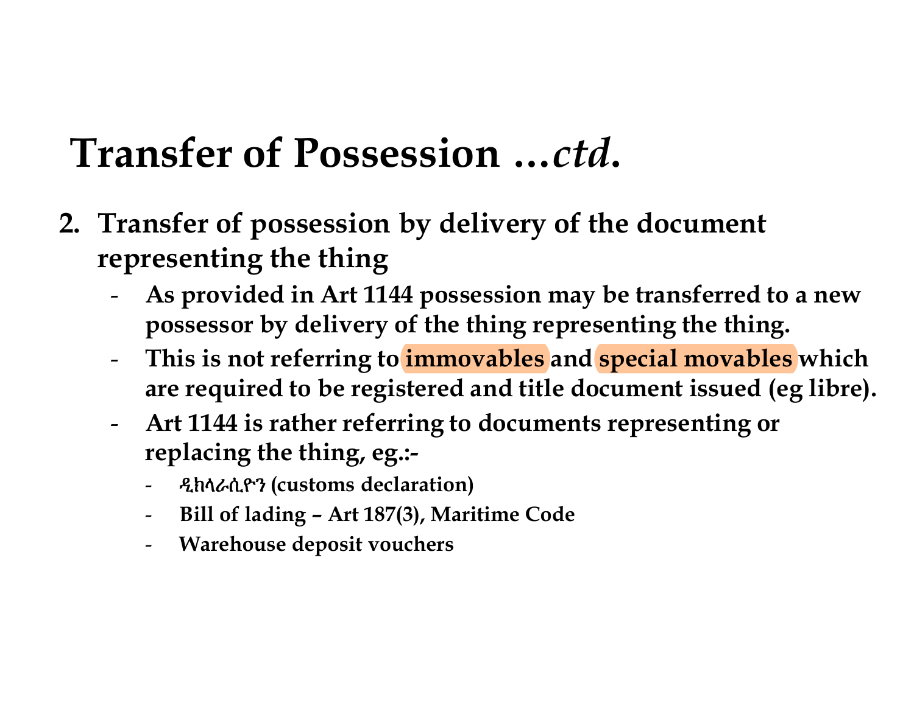# Transfer of Possession …*ctd.*

2. **Transfer of possession by delivery of the document representing the thing**
   - **As provided in Art 1144 possession may be transferred to a new possessor by delivery of the thing representing the thing.**
   - **This is not referring to immovables and special movables which are required to be registered and title document issued (eg libre).**
   - **Art 1144 is rather referring to documents representing or replacing the thing, eg.:-**
     - **ዲክላራሲዮን (customs declaration)**
     - **Bill of lading – Art 187(3), Maritime Code**
     - **Warehouse deposit vouchers**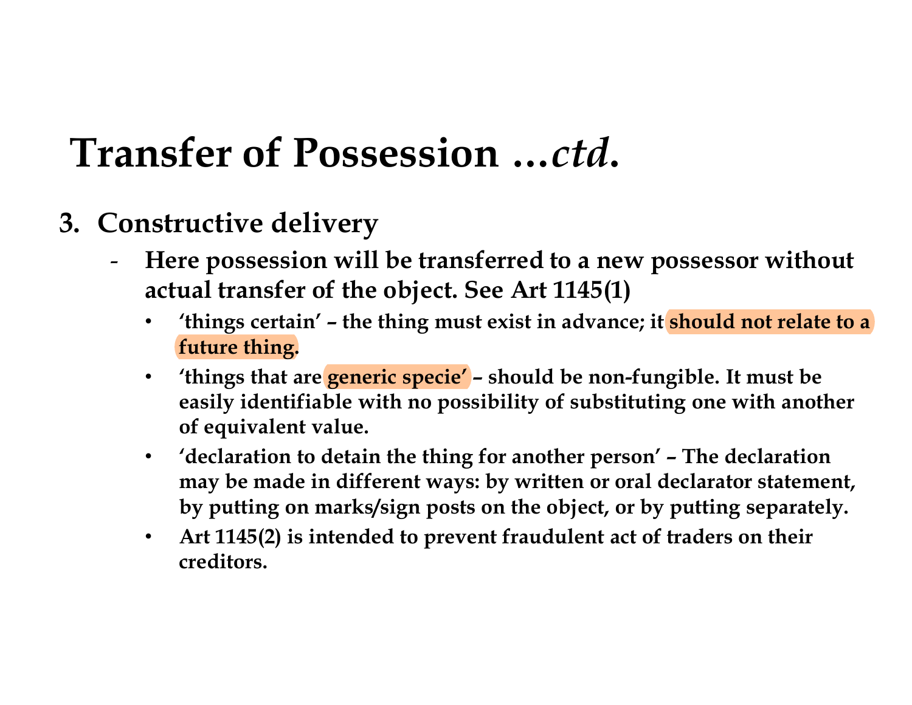# Transfer of Possession ...*ctd*.

3. **Constructive delivery**
   - **Here possession will be transferred to a new possessor without actual transfer of the object. See Art 1145(1)**
     - **'things certain' – the thing must exist in advance; it should not relate to a future thing.**
     - **'things that are generic specie' – should be non-fungible. It must be easily identifiable with no possibility of substituting one with another of equivalent value.**
     - **'declaration to detain the thing for another person' – The declaration may be made in different ways: by written or oral declarator statement, by putting on marks/sign posts on the object, or by putting separately.**
     - **Art 1145(2) is intended to prevent fraudulent act of traders on their creditors.**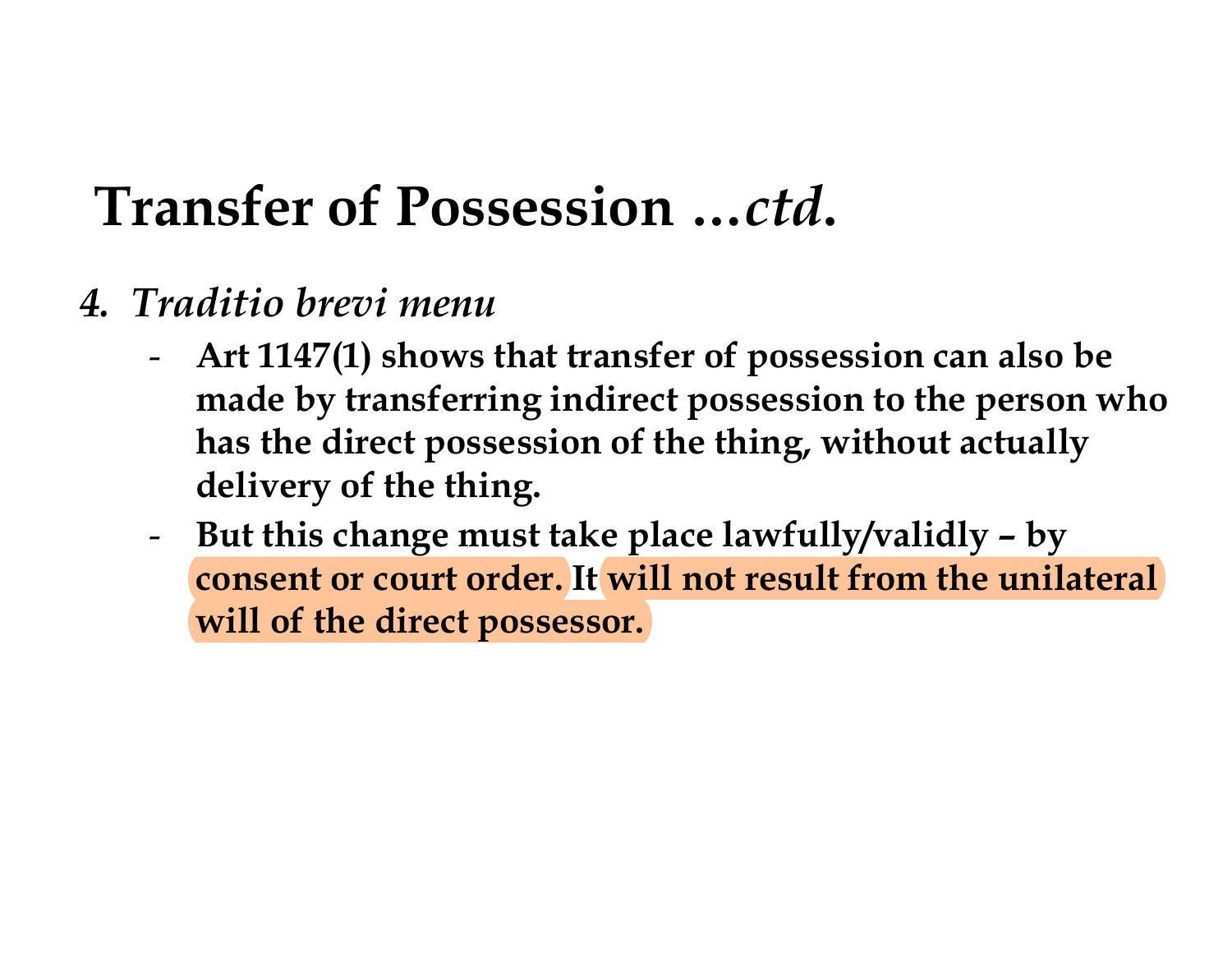# Transfer of Possession …*ctd*.

4. *Traditio brevi menu*
   - **Art 1147(1) shows that transfer of possession can also be made by transferring indirect possession to the person who has the direct possession of the thing, without actually delivery of the thing.**
   - **But this change must take place lawfully/validly – by consent or court order. It will not result from the unilateral will of the direct possessor.**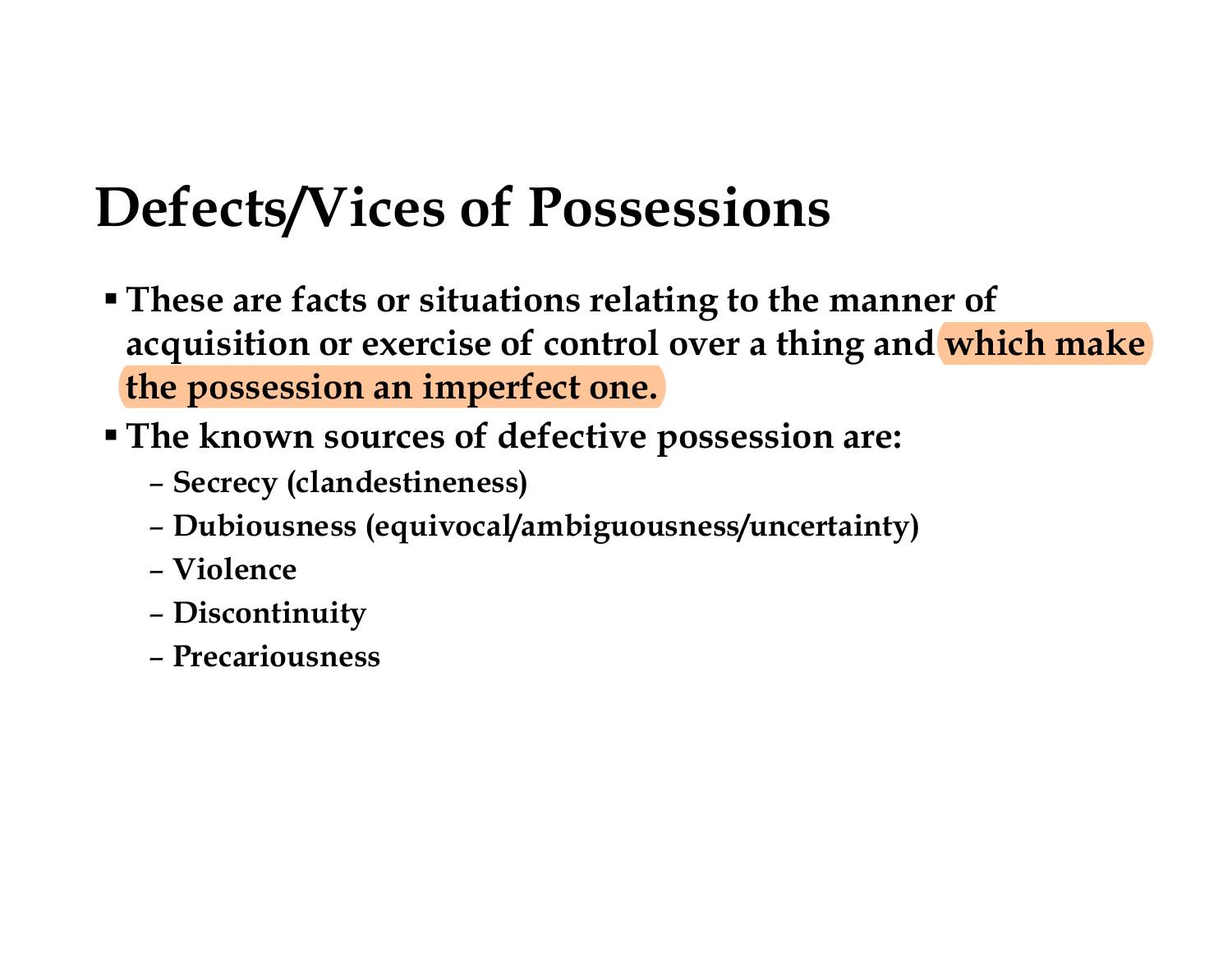# Defects/Vices of Possessions

- **These are facts or situations relating to the manner of acquisition or exercise of control over a thing and which make the possession an imperfect one.**
- **The known sources of defective possession are:**
  - **Secrecy (clandestineness)**
  - **Dubiousness (equivocal/ambiguousness/uncertainty)**
  - **Violence**
  - **Discontinuity**
  - **Precariousness**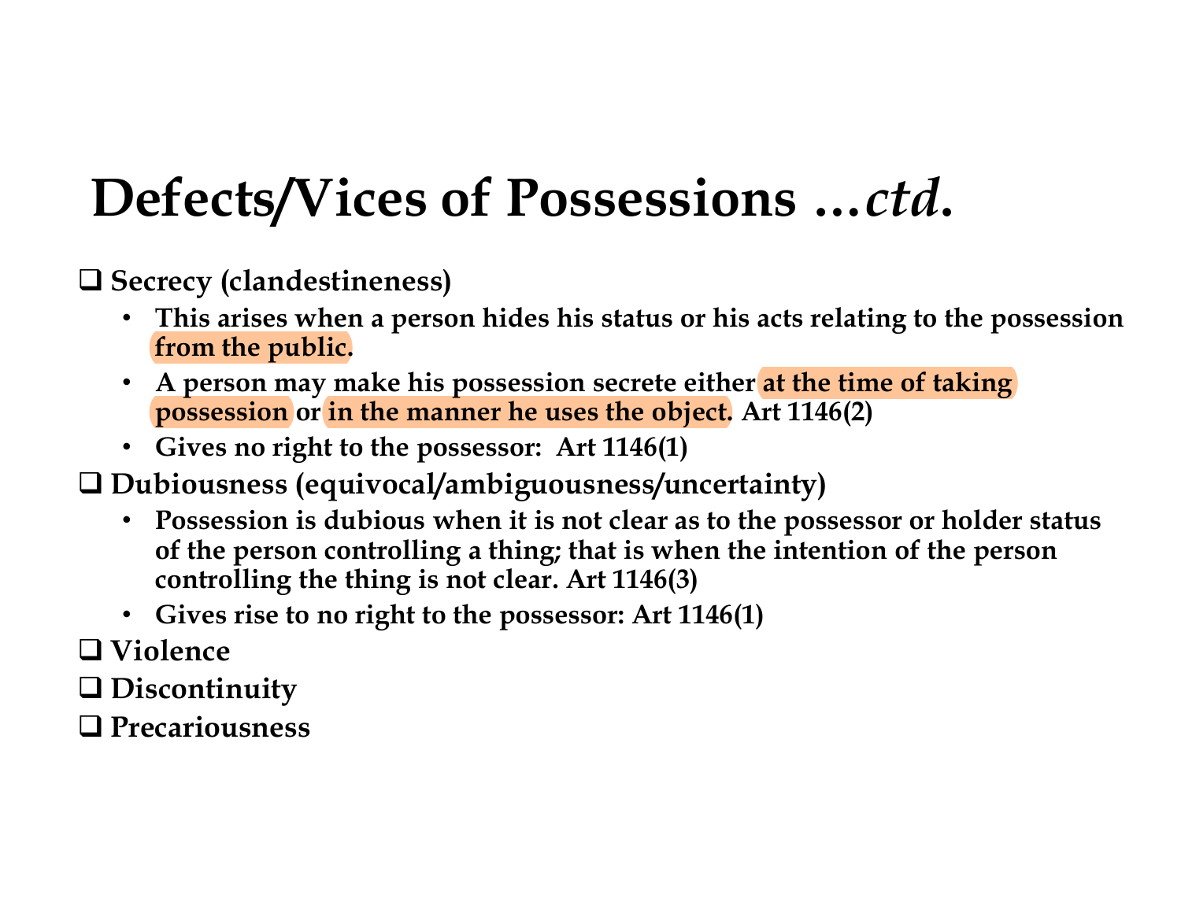# Defects/Vices of Possessions …*ctd.*

- **Secrecy (clandestineness)**
  - **This arises when a person hides his status or his acts relating to the possession from the public.**
  - **A person may make his possession secrete either at the time of taking possession or in the manner he uses the object. Art 1146(2)**
  - **Gives no right to the possessor: Art 1146(1)**
- **Dubiousness (equivocal/ambiguousness/uncertainty)**
  - **Possession is dubious when it is not clear as to the possessor or holder status of the person controlling a thing; that is when the intention of the person controlling the thing is not clear. Art 1146(3)**
  - **Gives rise to no right to the possessor: Art 1146(1)**
- **Violence**
- **Discontinuity**
- **Precariousness**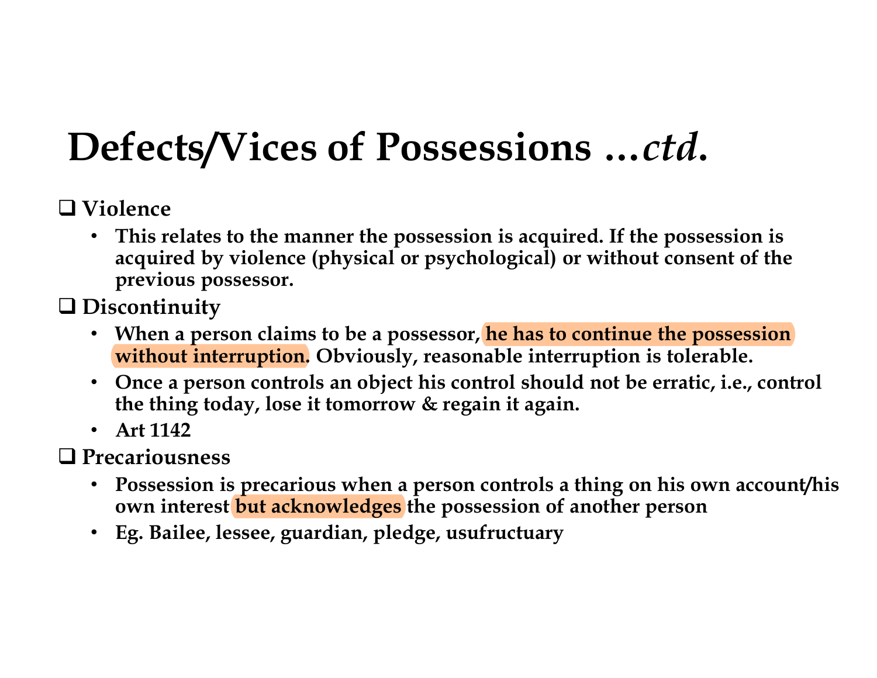# Defects/Vices of Possessions …*ctd.*

- **Violence**
  - This relates to the manner the possession is acquired. If the possession is acquired by violence (physical or psychological) or without consent of the previous possessor.
- **Discontinuity**
  - When a person claims to be a possessor, he has to continue the possession without interruption. Obviously, reasonable interruption is tolerable.
  - Once a person controls an object his control should not be erratic, i.e., control the thing today, lose it tomorrow & regain it again.
  - Art 1142
- **Precariousness**
  - Possession is precarious when a person controls a thing on his own account/his own interest but acknowledges the possession of another person
  - Eg. Bailee, lessee, guardian, pledge, usufructuary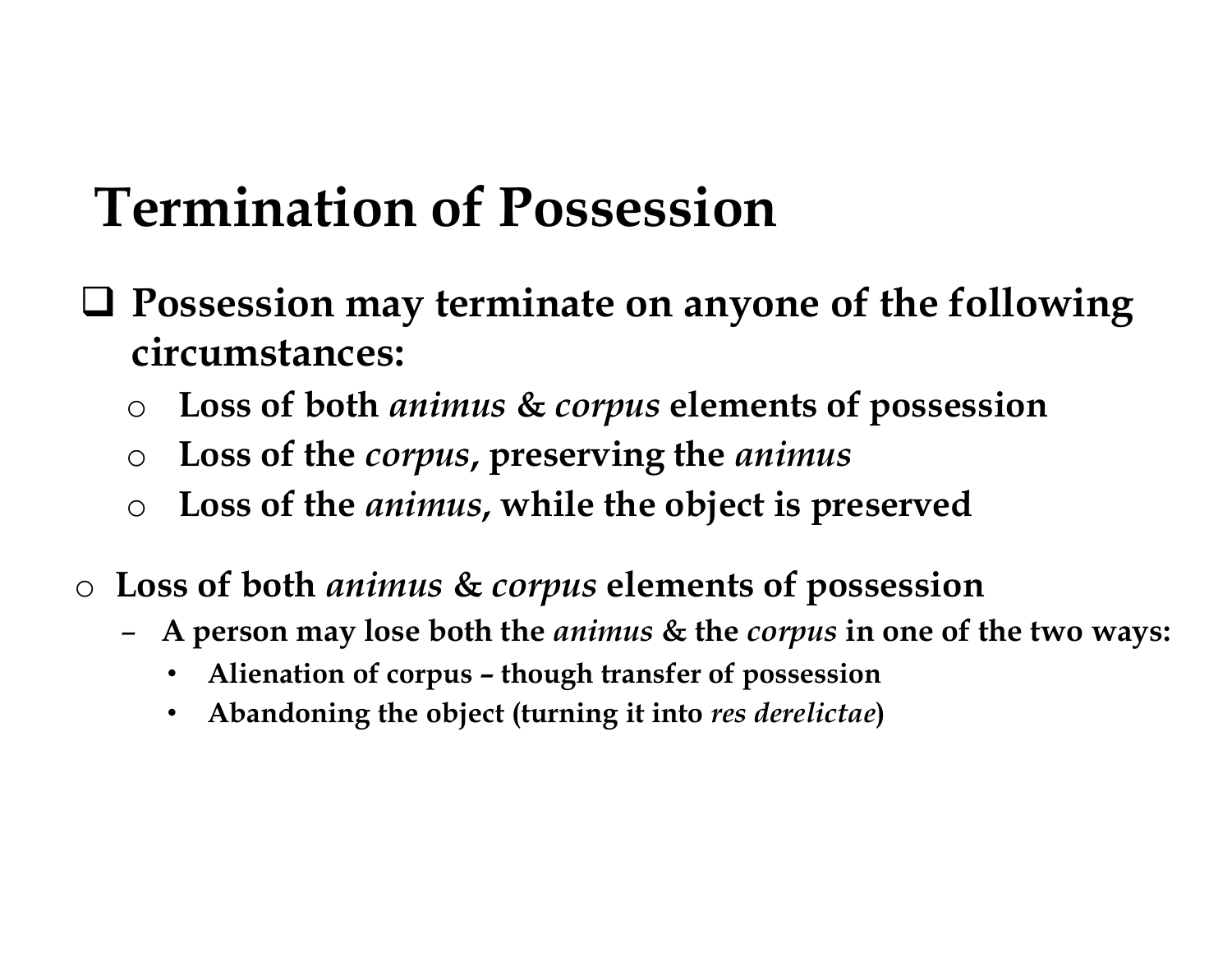# Termination of Possession

- **Possession may terminate on anyone of the following circumstances:**
  - **Loss of both *animus* & *corpus* elements of possession**
  - **Loss of the *corpus*, preserving the *animus***
  - **Loss of the *animus*, while the object is preserved**

- **Loss of both *animus* & *corpus* elements of possession**
  - **A person may lose both the *animus* & the *corpus* in one of the two ways:**
    - **Alienation of corpus – though transfer of possession**
    - **Abandoning the object (turning it into *res derelictae*)**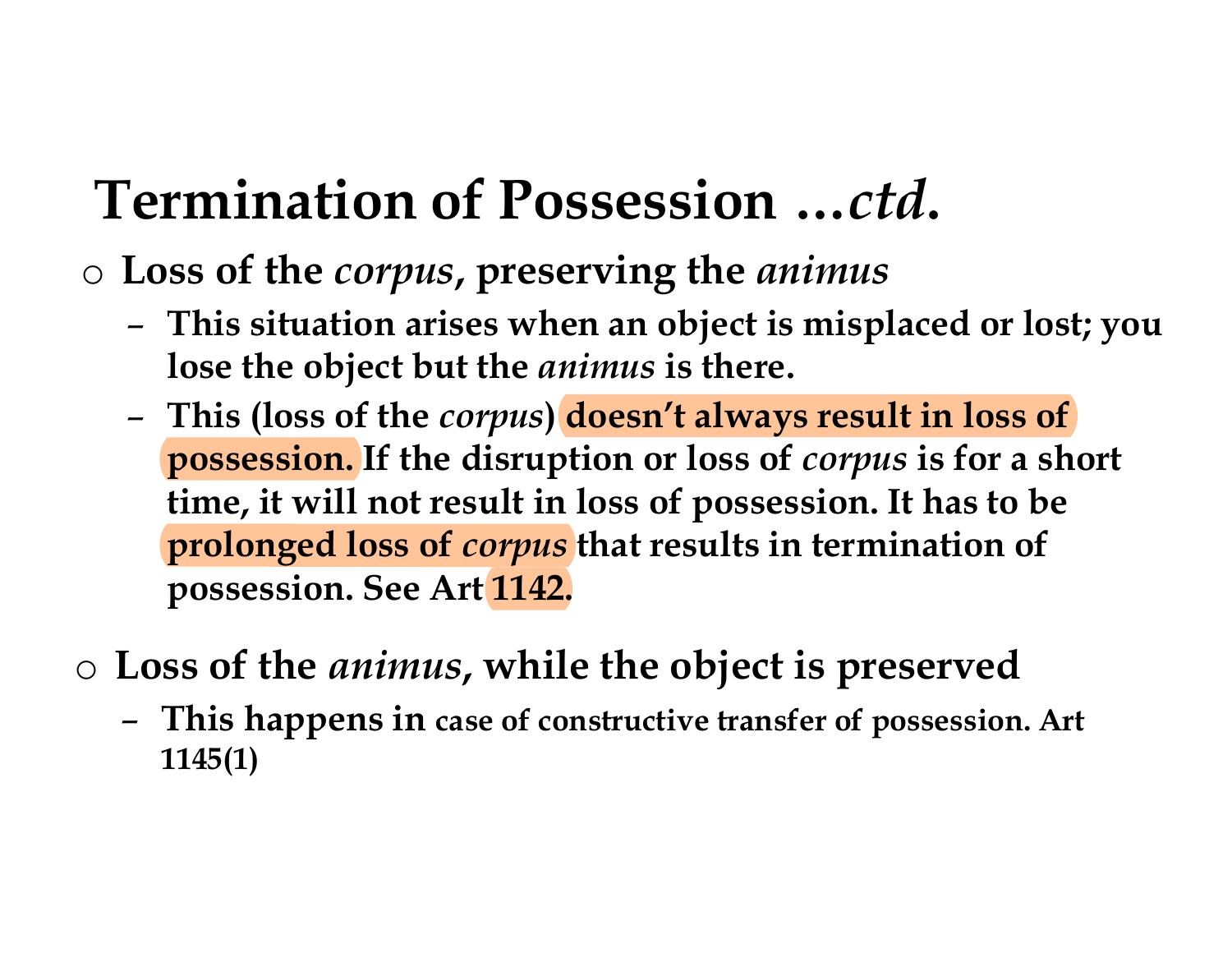# Termination of Possession …*ctd.*

- **Loss of the *corpus*, preserving the *animus***
  - **This situation arises when an object is misplaced or lost; you lose the object but the *animus* is there.**
  - **This (loss of the *corpus*) doesn't always result in loss of possession. If the disruption or loss of *corpus* is for a short time, it will not result in loss of possession. It has to be prolonged loss of *corpus* that results in termination of possession. See Art 1142.**

- **Loss of the *animus*, while the object is preserved**
  - **This happens in case of constructive transfer of possession. Art 1145(1)**